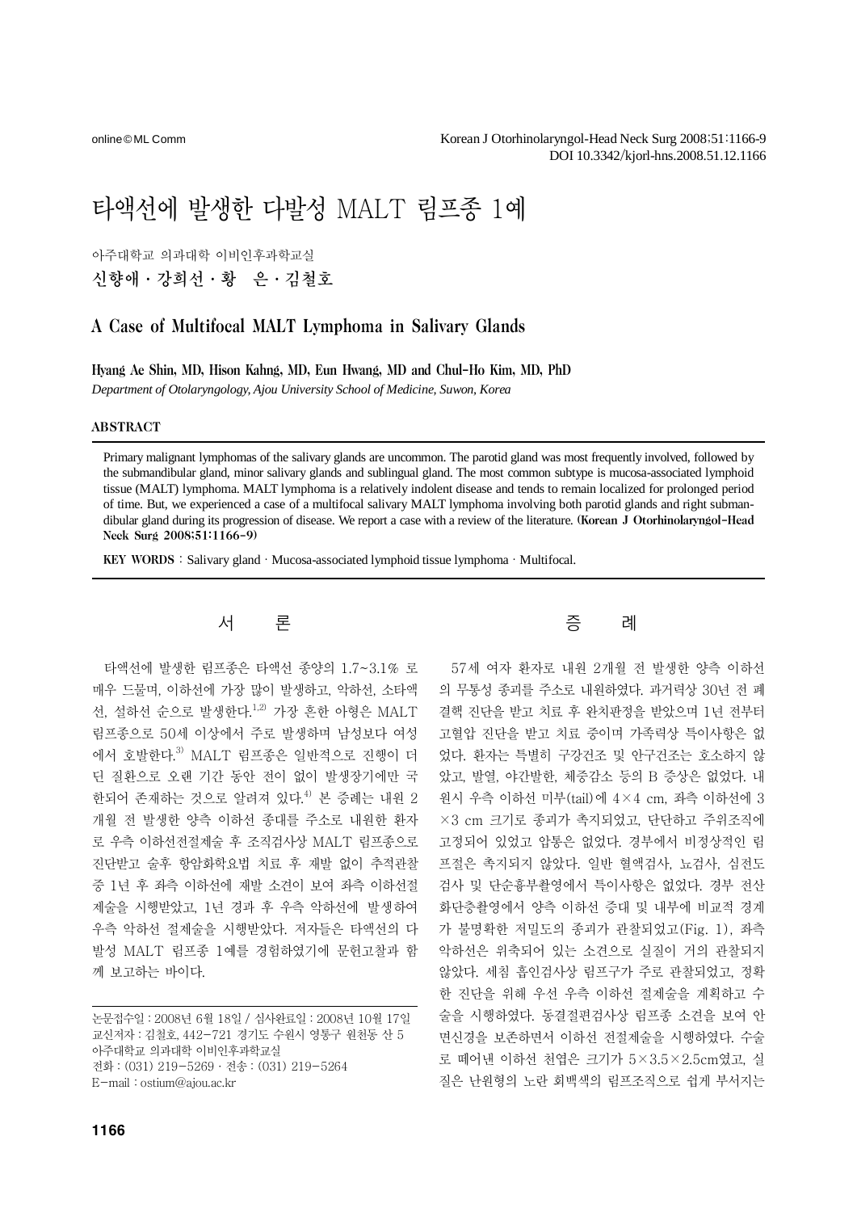# 타액선에 발생한 다발성 MALT 림프종 1예

아주대학교 의과대학 이비인후과학교실

**신향애 · 강희선 · 황 은 · 김철호**

## A Case of Multifocal MALT Lymphoma in Salivary Glands

**Hyang Ae Shin, MD, Hison Kahng, MD, Eun Hwang, MD and Chul-Ho Kim, MD, PhD**

*Department of Otolaryngology, Ajou University School of Medicine, Suwon, Korea*

### ABSTRACT

Primary malignant lymphomas of the salivary glands are uncommon. The parotid gland was most frequently involved, followed by the submandibular gland, minor salivary glands and sublingual gland. The most common subtype is mucosa-associated lymphoid tissue (MALT) lymphoma. MALT lymphoma is a relatively indolent disease and tends to remain localized for prolonged period of time. But, we experienced a case of a multifocal salivary MALT lymphoma involving both parotid glands and right submandibular gland during its progression of disease. We report a case with a review of the literature. **(Korean J Otorhinolaryngol-Head Neck Surg 2008;51:1166-9)**

**KEY WORDS** : Salivary gland · Mucosa-associated lymphoid tissue lymphoma · Multifocal.

## 서 론

타액선에 발생한 림프종은 타액선 종양의 1.7~3.1% 로 매우 드물며, 이하선에 가장 많이 발생하고, 악하선, 소타액선, 설하선 순으로 발생한다.[1,2] 가장 흔한 아형은 MALT 림프종으로 50세 이상에서 주로 발생하며 남성보다 여성에서 호발한다.[3] MALT 림프종은 일반적으로 진행이 더딘 질환으로 오랜 기간 동안 전이 없이 발생장기에만 국한되어 존재하는 것으로 알려져 있다.[4] 본 증례는 내원 2개월 전 발생한 양측 이하선 종대를 주소로 내원한 환자로 우측 이하선전절제술 후 조직검사상 MALT 림프종으로 진단받고 술후 항암화학요법 치료 후 재발 없이 추적관찰 중 1년 후 좌측 이하선에 재발 소견이 보여 좌측 이하선절제술을 시행받았고, 1년 경과 후 우측 악하선에 발생하여 우측 악하선 절제술을 시행받았다. 저자들은 타액선의 다발성 MALT 림프종 1예를 경험하였기에 문헌고찰과 함께 보고하는 바이다.

논문접수일 : 2008년 6월 18일 / 심사완료일 : 2008년 10월 17일
교신저자 : 김철호, 442-721 경기도 수원시 영통구 원천동 산 5 아주대학교 의과대학 이비인후과학교실
전화 : (031) 219-5269 · 전송 : (031) 219-5264
E-mail : ostium@ajou.ac.kr

## 증 례

57세 여자 환자로 내원 2개월 전 발생한 양측 이하선의 무통성 종괴를 주소로 내원하였다. 과거력상 30년 전 폐결핵 진단을 받고 치료 후 완치판정을 받았으며 1년 전부터 고혈압 진단을 받고 치료 중이며 가족력상 특이사항은 없었다. 환자는 특별히 구강건조 및 안구건조는 호소하지 않았고, 발열, 야간발한, 체중감소 등의 B 증상은 없었다. 내원시 우측 이하선 미부(tail)에 4×4 cm, 좌측 이하선에 3×3 cm 크기로 종괴가 촉지되었고, 단단하고 주위조직에 고정되어 있었고 압통은 없었다. 경부에서 비정상적인 림프절은 촉지되지 않았다. 일반 혈액검사, 뇨검사, 심전도검사 및 단순흉부촬영에서 특이사항은 없었다. 경부 전산화단층촬영에서 양측 이하선 증대 및 내부에 비교적 경계가 불명확한 저밀도의 종괴가 관찰되었고(Fig. 1), 좌측 악하선은 위축되어 있는 소견으로 실질이 거의 관찰되지 않았다. 세침 흡인검사상 림프구가 주로 관찰되었고, 정확한 진단을 위해 우선 우측 이하선 절제술을 계획하고 수술을 시행하였다. 동결절편검사상 림프종 소견을 보여 안면신경을 보존하면서 이하선 전절제술을 시행하였다. 수술로 떼어낸 이하선 천엽은 크기가 5×3.5×2.5cm였고, 실질은 난원형의 노란 회백색의 림프조직으로 쉽게 부서지는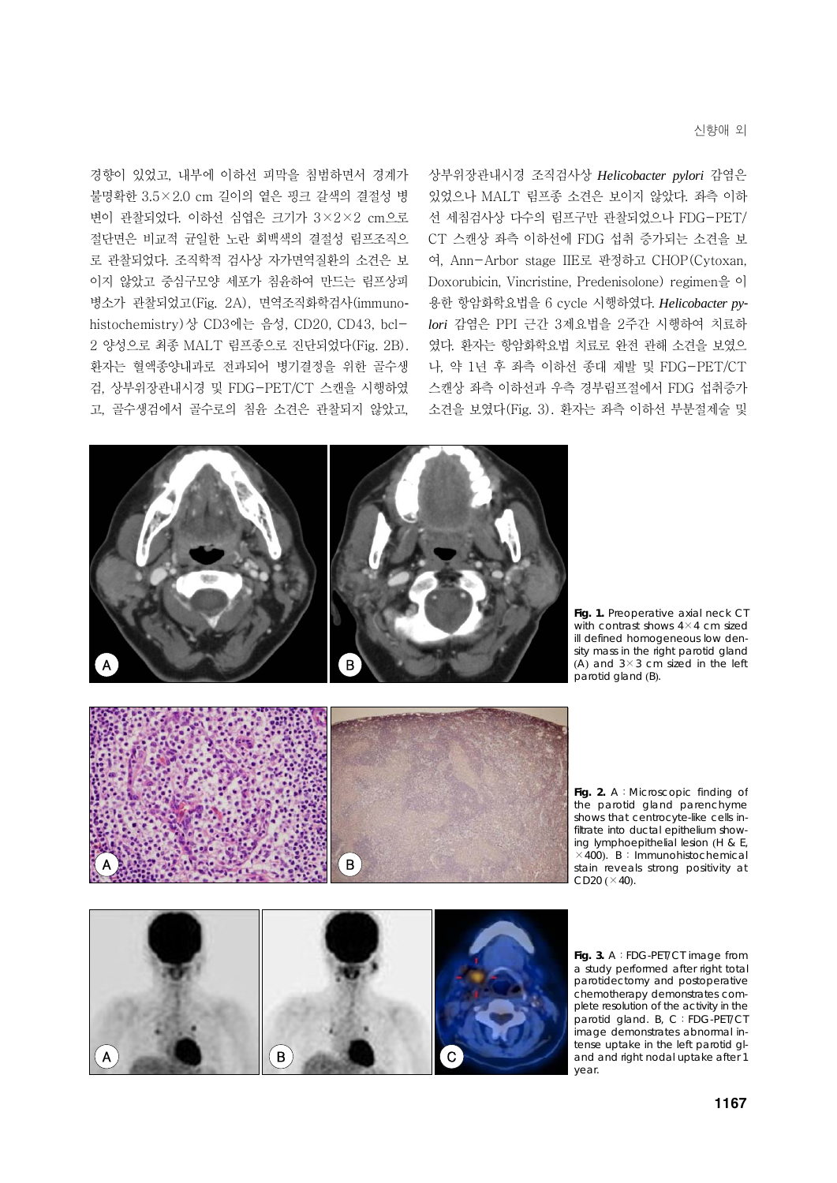경향이 있었고, 내부에 이하선 피막을 침범하면서 경계가 불명확한 3.5×2.0 cm 길이의 옅은 핑크 갈색의 결절성 병변이 관찰되었다. 이하선 심엽은 크기가 3×2×2 cm으로 절단면은 비교적 균일한 노란 회백색의 결절성 림프조직으로 관찰되었다. 조직학적 검사상 자가면역질환의 소견은 보이지 않았고 중심구모양 세포가 침윤하여 만드는 림프상피 병소가 관찰되었고(Fig. 2A), 면역조직화학검사(immunohistochemistry)상 CD3에는 음성, CD20, CD43, bcl-2 양성으로 최종 MALT 림프종으로 진단되었다(Fig. 2B). 환자는 혈액종양내과로 전과되어 병기결정을 위한 골수생검, 상부위장관내시경 및 FDG-PET/CT 스캔을 시행하였고, 골수생검에서 골수로의 침윤 소견은 관찰되지 않았고, 상부위장관내시경 조직검사상 ***Helicobacter pylori*** 감염은 있었으나 MALT 림프종 소견은 보이지 않았다. 좌측 이하선 세침검사상 다수의 림프구만 관찰되었으나 FDG-PET/CT 스캔상 좌측 이하선에 FDG 섭취 증가되는 소견을 보여, Ann-Arbor stage IIE로 판정하고 CHOP(Cytoxan, Doxorubicin, Vincristine, Predenisolone) regimen을 이용한 항암화학요법을 6 cycle 시행하였다. ***Helicobacter pylori*** 감염은 PPI 근간 3제요법을 2주간 시행하여 치료하였다. 환자는 항암화학요법 치료로 완전 관해 소견을 보였으나, 약 1년 후 좌측 이하선 종대 재발 및 FDG-PET/CT 스캔상 좌측 이하선과 우측 경부림프절에서 FDG 섭취증가 소견을 보였다(Fig. 3). 환자는 좌측 이하선 부분절제술 및

**Fig. 1.** Preoperative axial neck CT with contrast shows 4×4 cm sized ill defined homogeneous low density mass in the right parotid gland (A) and 3×3 cm sized in the left parotid gland (B).

**Fig. 2.** A : Microscopic finding of the parotid gland parenchyme shows that centrocyte-like cells infiltrate into ductal epithelium showing lymphoepithelial lesion (H & E, ×400). B : Immunohistochemical stain reveals strong positivity at CD20 (×40).

**Fig. 3.** A : FDG-PET/CT image from a study performed after right total parotidectomy and postoperative chemotherapy demonstrates complete resolution of the activity in the parotid gland. B, C : FDG-PET/CT image demonstrates abnormal intense uptake in the left parotid gland and right nodal uptake after 1 year.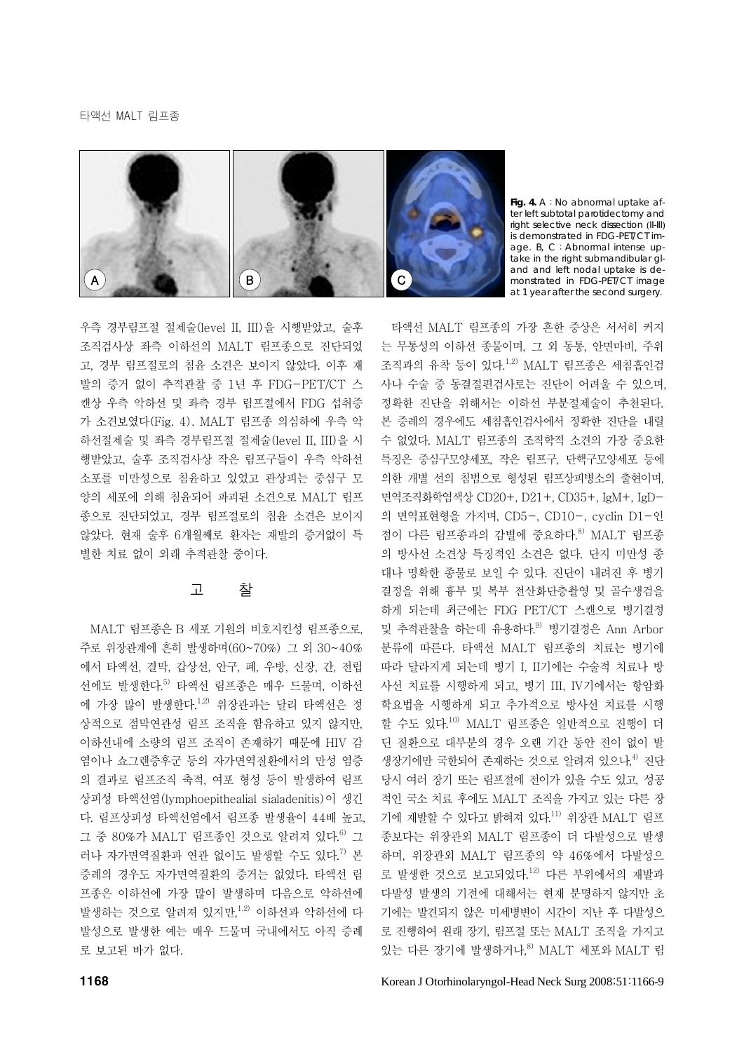Fig. 4. A : No abnormal uptake after left subtotal parotidectomy and right selective neck dissection (II-III) is demonstrated in FDG-PET/CT image. B, C : Abnormal intense uptake in the right submandibular gland and left nodal uptake is demonstrated in FDG-PET/CT image at 1 year after the second surgery.

우측 경부림프절 절제술(level II, III)을 시행받았고, 술후 조직검사상 좌측 이하선의 MALT 림프종으로 진단되었고, 경부 림프절로의 침윤 소견은 보이지 않았다. 이후 재발의 증거 없이 추적관찰 중 1년 후 FDG-PET/CT 스캔상 우측 악하선 및 좌측 경부 림프절에서 FDG 섭취증가 소견보였다(Fig. 4). MALT 림프종 의심하에 우측 악하선절제술 및 좌측 경부림프절 절제술(level II, III)을 시행받았고, 술후 조직검사상 작은 림프구들이 우측 악하선 소포를 미만성으로 침윤하고 있었고 관상피는 중심구 모양의 세포에 의해 침윤되어 파괴된 소견으로 MALT 림프종으로 진단되었고, 경부 림프절로의 침윤 소견은 보이지 않았다. 현재 술후 6개월째로 환자는 재발의 증거없이 특별한 치료 없이 외래 추적관찰 중이다.

## 고 찰

MALT 림프종은 B 세포 기원의 비호지킨성 림프종으로, 주로 위장관계에 흔히 발생하며(60~70%) 그 외 30~40%에서 타액선, 결막, 갑상선, 안구, 폐, 유방, 신장, 간, 전립선에도 발생한다.[5] 타액선 림프종은 매우 드물며, 이하선에 가장 많이 발생한다.[1,2] 위장관과는 달리 타액선은 정상적으로 점막연관성 림프 조직을 함유하고 있지 않지만, 이하선내에 소량의 림프 조직이 존재하기 때문에 HIV 감염이나 쇼그렌증후군 등의 자가면역질환에서의 만성 염증의 결과로 림프조직 축적, 여포 형성 등이 발생하여 림프상피성 타액선염(lymphoepithealial sialadenitis)이 생긴다. 림프상피성 타액선염에서 림프종 발생율이 44배 높고, 그 중 80%가 MALT 림프종인 것으로 알려져 있다.[6] 그러나 자가면역질환과 연관 없이도 발생할 수도 있다.[7] 본 증례의 경우도 자가면역질환의 증거는 없었다. 타액선 림프종은 이하선에 가장 많이 발생하며 다음으로 악하선에 발생하는 것으로 알려져 있지만,[1,2] 이하선과 악하선에 다발성으로 발생한 예는 매우 드물며 국내에서도 아직 증례로 보고된 바가 없다.

타액선 MALT 림프종의 가장 흔한 증상은 서서히 커지는 무통성의 이하선 종물이며, 그 외 동통, 안면마비, 주위 조직과의 유착 등이 있다.[1,2] MALT 림프종은 세침흡인검사나 수술 중 동결절편검사로는 진단이 어려울 수 있으며, 정확한 진단을 위해서는 이하선 부분절제술이 추천된다. 본 증례의 경우에도 세침흡인검사에서 정확한 진단을 내릴 수 없었다. MALT 림프종의 조직학적 소견의 가장 중요한 특징은 중심구모양세포, 작은 림프구, 단핵구모양세포 등에 의한 개별 선의 침범으로 형성된 림프상피병소의 출현이며, 면역조직화학염색상 CD20+, D21+, CD35+, IgM+, IgD-의 면역표현형을 가지며, CD5-, CD10-, cyclin D1-인 점이 다른 림프종과의 감별에 중요하다.[8] MALT 림프종의 방사선 소견상 특징적인 소견은 없다. 단지 미만성 종대나 명확한 종물로 보일 수 있다. 진단이 내려진 후 병기결정을 위해 흉부 및 복부 전산화단층촬영 및 골수생검을 하게 되는데 최근에는 FDG PET/CT 스캔으로 병기결정 및 추적관찰을 하는데 유용하다.[9] 병기결정은 Ann Arbor 분류에 따른다. 타액선 MALT 림프종의 치료는 병기에 따라 달라지게 되는데 병기 I, II기에는 수술적 치료나 방사선 치료를 시행하게 되고, 병기 III, IV기에서는 항암화학요법을 시행하게 되고 추가적으로 방사선 치료를 시행할 수도 있다.[10] MALT 림프종은 일반적으로 진행이 더딘 질환으로 대부분의 경우 오랜 기간 동안 전이 없이 발생장기에만 국한되어 존재하는 것으로 알려져 있으나,[4] 진단 당시 여러 장기 또는 림프절에 전이가 있을 수도 있고, 성공적인 국소 치료 후에도 MALT 조직을 가지고 있는 다른 장기에 재발할 수 있다고 밝혀져 있다.[11] 위장관 MALT 림프종보다는 위장관외 MALT 림프종이 더 다발성으로 발생하며, 위장관외 MALT 림프종의 약 46%에서 다발성으로 발생한 것으로 보고되었다.[12] 다른 부위에서의 재발과 다발성 발생의 기전에 대해서는 현재 분명하지 않지만 초기에는 발견되지 않은 미세병변이 시간이 지난 후 다발성으로 진행하여 원래 장기, 림프절 또는 MALT 조직을 가지고 있는 다른 장기에 발생하거나,[8] MALT 세포와 MALT 림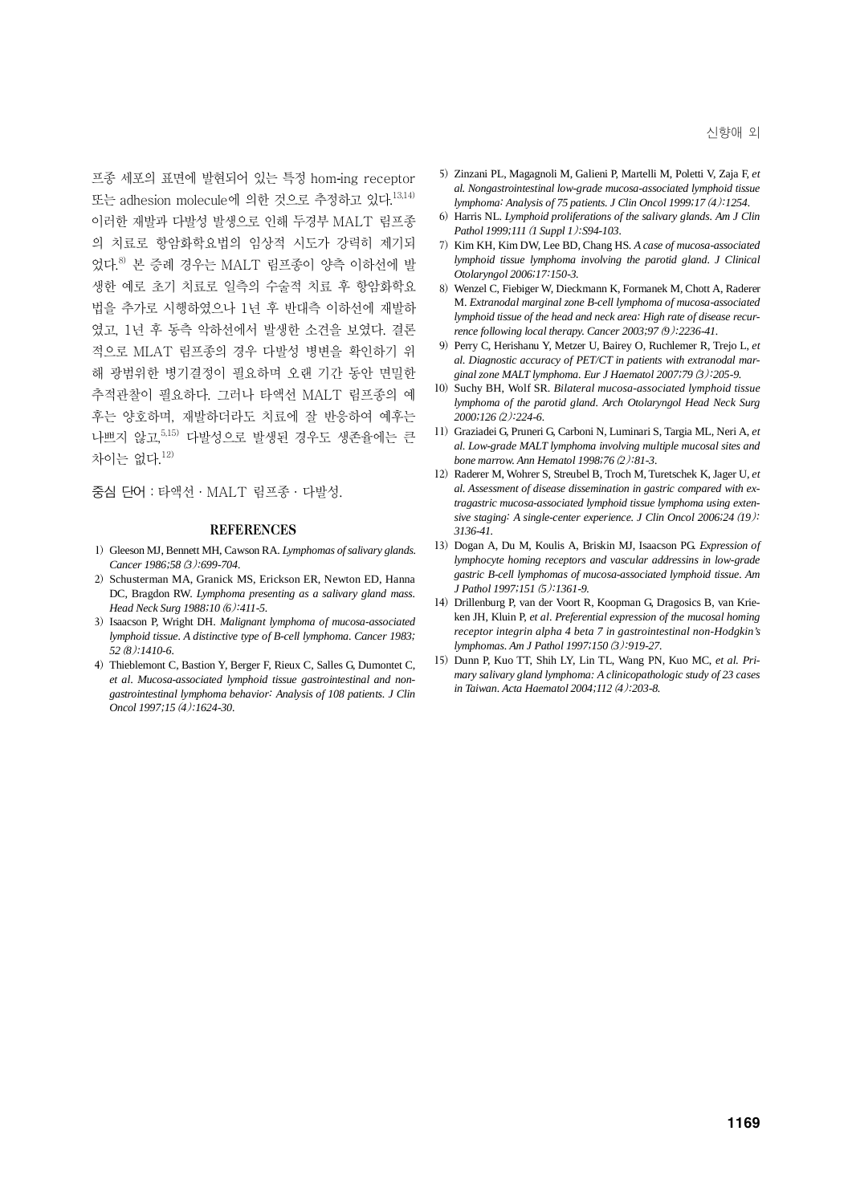프종 세포의 표면에 발현되어 있는 특정 hom-ing receptor 또는 adhesion molecule에 의한 것으로 추정하고 있다.[13,14] 이러한 재발과 다발성 발생으로 인해 두경부 MALT 림프종의 치료로 항암화학요법의 임상적 시도가 강력히 제기되었다.[8] 본 증례 경우는 MALT 림프종이 양측 이하선에 발생한 예로 초기 치료로 일측의 수술적 치료 후 항암화학요법을 추가로 시행하였으나 1년 후 반대측 이하선에 재발하였고, 1년 후 동측 악하선에서 발생한 소견을 보였다. 결론적으로 MLAT 림프종의 경우 다발성 병변을 확인하기 위해 광범위한 병기결정이 필요하며 오랜 기간 동안 면밀한 추적관찰이 필요하다. 그러나 타액선 MALT 림프종의 예후는 양호하며, 재발하더라도 치료에 잘 반응하여 예후는 나쁘지 않고,[5,15] 다발성으로 발생된 경우도 생존율에는 큰 차이는 없다.[12]

중심 단어 : 타액선 · MALT 림프종 · 다발성.

## REFERENCES

1) Gleeson MJ, Bennett MH, Cawson RA. *Lymphomas of salivary glands. Cancer 1986;58(3):699-704.*
2) Schusterman MA, Granick MS, Erickson ER, Newton ED, Hanna DC, Bragdon RW. *Lymphoma presenting as a salivary gland mass. Head Neck Surg 1988;10(6):411-5.*
3) Isaacson P, Wright DH. *Malignant lymphoma of mucosa-associated lymphoid tissue. A distinctive type of B-cell lymphoma. Cancer 1983;52(8):1410-6.*
4) Thieblemont C, Bastion Y, Berger F, Rieux C, Salles G, Dumontet C, *et al. Mucosa-associated lymphoid tissue gastrointestinal and non-gastrointestinal lymphoma behavior: Analysis of 108 patients. J Clin Oncol 1997;15(4):1624-30.*
5) Zinzani PL, Magagnoli M, Galieni P, Martelli M, Poletti V, Zaja F, *et al. Nongastrointestinal low-grade mucosa-associated lymphoid tissue lymphoma: Analysis of 75 patients. J Clin Oncol 1999;17(4):1254.*
6) Harris NL. *Lymphoid proliferations of the salivary glands. Am J Clin Pathol 1999;111(1 Suppl 1):S94-103.*
7) Kim KH, Kim DW, Lee BD, Chang HS. *A case of mucosa-associated lymphoid tissue lymphoma involving the parotid gland. J Clinical Otolaryngol 2006;17:150-3.*
8) Wenzel C, Fiebiger W, Dieckmann K, Formanek M, Chott A, Raderer M. *Extranodal marginal zone B-cell lymphoma of mucosa-associated lymphoid tissue of the head and neck area: High rate of disease recurrence following local therapy. Cancer 2003;97(9):2236-41.*
9) Perry C, Herishanu Y, Metzer U, Bairey O, Ruchlemer R, Trejo L, *et al. Diagnostic accuracy of PET/CT in patients with extranodal marginal zone MALT lymphoma. Eur J Haematol 2007;79(3):205-9.*
10) Suchy BH, Wolf SR. *Bilateral mucosa-associated lymphoid tissue lymphoma of the parotid gland. Arch Otolaryngol Head Neck Surg 2000;126(2):224-6.*
11) Graziadei G, Pruneri G, Carboni N, Luminari S, Targia ML, Neri A, *et al. Low-grade MALT lymphoma involving multiple mucosal sites and bone marrow. Ann Hematol 1998;76(2):81-3.*
12) Raderer M, Wohrer S, Streubel B, Troch M, Turetschek K, Jager U, *et al. Assessment of disease dissemination in gastric compared with extragastric mucosa-associated lymphoid tissue lymphoma using extensive staging: A single-center experience. J Clin Oncol 2006;24(19):3136-41.*
13) Dogan A, Du M, Koulis A, Briskin MJ, Isaacson PG. *Expression of lymphocyte homing receptors and vascular addressins in low-grade gastric B-cell lymphomas of mucosa-associated lymphoid tissue. Am J Pathol 1997;151(5):1361-9.*
14) Drillenburg P, van der Voort R, Koopman G, Dragosics B, van Krieken JH, Kluin P, *et al. Preferential expression of the mucosal homing receptor integrin alpha 4 beta 7 in gastrointestinal non-Hodgkin's lymphomas. Am J Pathol 1997;150(3):919-27.*
15) Dunn P, Kuo TT, Shih LY, Lin TL, Wang PN, Kuo MC, *et al. Primary salivary gland lymphoma: A clinicopathologic study of 23 cases in Taiwan. Acta Haematol 2004;112(4):203-8.*